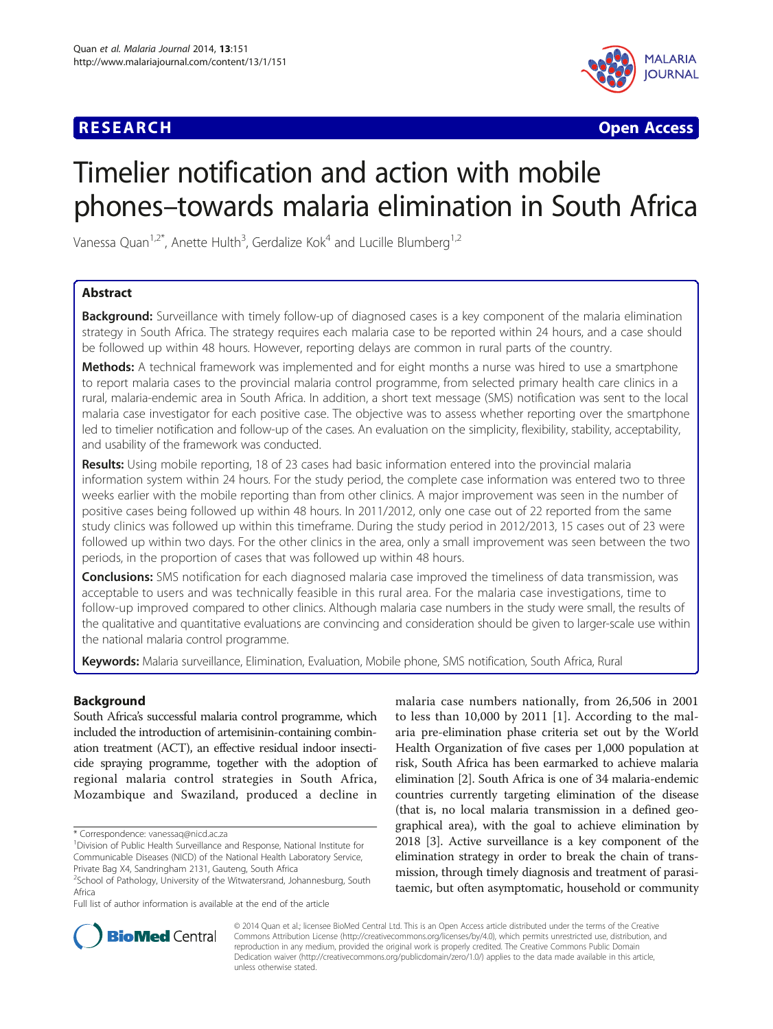RESEARCH Open Access

# Timelier notification and action with mobile phones–towards malaria elimination in South Africa

Vanessa Quan[1,2*], Anette Hulth[3], Gerdalize Kok[4] and Lucille Blumberg[1,2]

## Abstract

**Background:** Surveillance with timely follow-up of diagnosed cases is a key component of the malaria elimination strategy in South Africa. The strategy requires each malaria case to be reported within 24 hours, and a case should be followed up within 48 hours. However, reporting delays are common in rural parts of the country.

**Methods:** A technical framework was implemented and for eight months a nurse was hired to use a smartphone to report malaria cases to the provincial malaria control programme, from selected primary health care clinics in a rural, malaria-endemic area in South Africa. In addition, a short text message (SMS) notification was sent to the local malaria case investigator for each positive case. The objective was to assess whether reporting over the smartphone led to timelier notification and follow-up of the cases. An evaluation on the simplicity, flexibility, stability, acceptability, and usability of the framework was conducted.

**Results:** Using mobile reporting, 18 of 23 cases had basic information entered into the provincial malaria information system within 24 hours. For the study period, the complete case information was entered two to three weeks earlier with the mobile reporting than from other clinics. A major improvement was seen in the number of positive cases being followed up within 48 hours. In 2011/2012, only one case out of 22 reported from the same study clinics was followed up within this timeframe. During the study period in 2012/2013, 15 cases out of 23 were followed up within two days. For the other clinics in the area, only a small improvement was seen between the two periods, in the proportion of cases that was followed up within 48 hours.

**Conclusions:** SMS notification for each diagnosed malaria case improved the timeliness of data transmission, was acceptable to users and was technically feasible in this rural area. For the malaria case investigations, time to follow-up improved compared to other clinics. Although malaria case numbers in the study were small, the results of the qualitative and quantitative evaluations are convincing and consideration should be given to larger-scale use within the national malaria control programme.

**Keywords:** Malaria surveillance, Elimination, Evaluation, Mobile phone, SMS notification, South Africa, Rural

## Background

South Africa's successful malaria control programme, which included the introduction of artemisinin-containing combination treatment (ACT), an effective residual indoor insecticide spraying programme, together with the adoption of regional malaria control strategies in South Africa, Mozambique and Swaziland, produced a decline in malaria case numbers nationally, from 26,506 in 2001 to less than 10,000 by 2011 [1]. According to the malaria pre-elimination phase criteria set out by the World Health Organization of five cases per 1,000 population at risk, South Africa has been earmarked to achieve malaria elimination [2]. South Africa is one of 34 malaria-endemic countries currently targeting elimination of the disease (that is, no local malaria transmission in a defined geographical area), with the goal to achieve elimination by 2018 [3]. Active surveillance is a key component of the elimination strategy in order to break the chain of transmission, through timely diagnosis and treatment of parasitaemic, but often asymptomatic, household or community

* Correspondence: vanessaq@nicd.ac.za
[1]Division of Public Health Surveillance and Response, National Institute for Communicable Diseases (NICD) of the National Health Laboratory Service, Private Bag X4, Sandringham 2131, Gauteng, South Africa
[2]School of Pathology, University of the Witwatersrand, Johannesburg, South Africa
Full list of author information is available at the end of the article

© 2014 Quan et al.; licensee BioMed Central Ltd. This is an Open Access article distributed under the terms of the Creative Commons Attribution License (http://creativecommons.org/licenses/by/4.0), which permits unrestricted use, distribution, and reproduction in any medium, provided the original work is properly credited. The Creative Commons Public Domain Dedication waiver (http://creativecommons.org/publicdomain/zero/1.0/) applies to the data made available in this article, unless otherwise stated.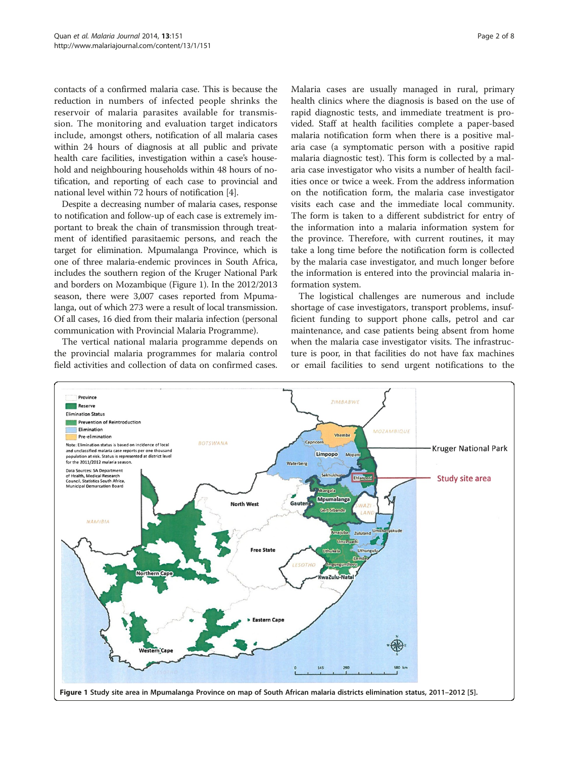contacts of a confirmed malaria case. This is because the reduction in numbers of infected people shrinks the reservoir of malaria parasites available for transmission. The monitoring and evaluation target indicators include, amongst others, notification of all malaria cases within 24 hours of diagnosis at all public and private health care facilities, investigation within a case's household and neighbouring households within 48 hours of notification, and reporting of each case to provincial and national level within 72 hours of notification [4].

Despite a decreasing number of malaria cases, response to notification and follow-up of each case is extremely important to break the chain of transmission through treatment of identified parasitaemic persons, and reach the target for elimination. Mpumalanga Province, which is one of three malaria-endemic provinces in South Africa, includes the southern region of the Kruger National Park and borders on Mozambique (Figure 1). In the 2012/2013 season, there were 3,007 cases reported from Mpumalanga, out of which 273 were a result of local transmission. Of all cases, 16 died from their malaria infection (personal communication with Provincial Malaria Programme).

The vertical national malaria programme depends on the provincial malaria programmes for malaria control field activities and collection of data on confirmed cases. Malaria cases are usually managed in rural, primary health clinics where the diagnosis is based on the use of rapid diagnostic tests, and immediate treatment is provided. Staff at health facilities complete a paper-based malaria notification form when there is a positive malaria case (a symptomatic person with a positive rapid malaria diagnostic test). This form is collected by a malaria case investigator who visits a number of health facilities once or twice a week. From the address information on the notification form, the malaria case investigator visits each case and the immediate local community. The form is taken to a different subdistrict for entry of the information into a malaria information system for the province. Therefore, with current routines, it may take a long time before the notification form is collected by the malaria case investigator, and much longer before the information is entered into the provincial malaria information system.

The logistical challenges are numerous and include shortage of case investigators, transport problems, insufficient funding to support phone calls, petrol and car maintenance, and case patients being absent from home when the malaria case investigator visits. The infrastructure is poor, in that facilities do not have fax machines or email facilities to send urgent notifications to the

**Figure 1** Study site area in Mpumalanga Province on map of South African malaria districts elimination status, 2011–2012 [5].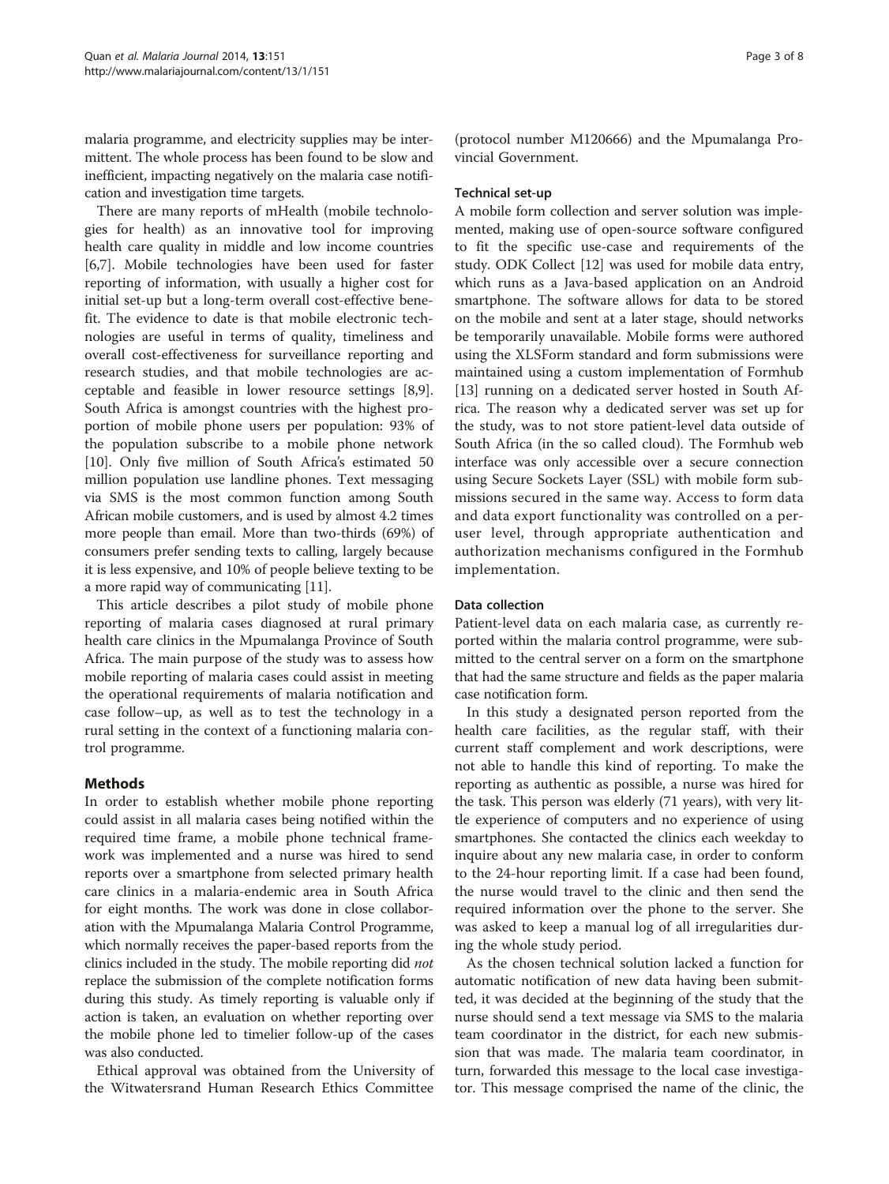malaria programme, and electricity supplies may be intermittent. The whole process has been found to be slow and inefficient, impacting negatively on the malaria case notification and investigation time targets.

There are many reports of mHealth (mobile technologies for health) as an innovative tool for improving health care quality in middle and low income countries [6,7]. Mobile technologies have been used for faster reporting of information, with usually a higher cost for initial set-up but a long-term overall cost-effective benefit. The evidence to date is that mobile electronic technologies are useful in terms of quality, timeliness and overall cost-effectiveness for surveillance reporting and research studies, and that mobile technologies are acceptable and feasible in lower resource settings [8,9]. South Africa is amongst countries with the highest proportion of mobile phone users per population: 93% of the population subscribe to a mobile phone network [10]. Only five million of South Africa's estimated 50 million population use landline phones. Text messaging via SMS is the most common function among South African mobile customers, and is used by almost 4.2 times more people than email. More than two-thirds (69%) of consumers prefer sending texts to calling, largely because it is less expensive, and 10% of people believe texting to be a more rapid way of communicating [11].

This article describes a pilot study of mobile phone reporting of malaria cases diagnosed at rural primary health care clinics in the Mpumalanga Province of South Africa. The main purpose of the study was to assess how mobile reporting of malaria cases could assist in meeting the operational requirements of malaria notification and case follow–up, as well as to test the technology in a rural setting in the context of a functioning malaria control programme.

## Methods

In order to establish whether mobile phone reporting could assist in all malaria cases being notified within the required time frame, a mobile phone technical framework was implemented and a nurse was hired to send reports over a smartphone from selected primary health care clinics in a malaria-endemic area in South Africa for eight months. The work was done in close collaboration with the Mpumalanga Malaria Control Programme, which normally receives the paper-based reports from the clinics included in the study. The mobile reporting did *not* replace the submission of the complete notification forms during this study. As timely reporting is valuable only if action is taken, an evaluation on whether reporting over the mobile phone led to timelier follow-up of the cases was also conducted.

Ethical approval was obtained from the University of the Witwatersrand Human Research Ethics Committee (protocol number M120666) and the Mpumalanga Provincial Government.

### Technical set-up

A mobile form collection and server solution was implemented, making use of open-source software configured to fit the specific use-case and requirements of the study. ODK Collect [12] was used for mobile data entry, which runs as a Java-based application on an Android smartphone. The software allows for data to be stored on the mobile and sent at a later stage, should networks be temporarily unavailable. Mobile forms were authored using the XLSForm standard and form submissions were maintained using a custom implementation of Formhub [13] running on a dedicated server hosted in South Africa. The reason why a dedicated server was set up for the study, was to not store patient-level data outside of South Africa (in the so called cloud). The Formhub web interface was only accessible over a secure connection using Secure Sockets Layer (SSL) with mobile form submissions secured in the same way. Access to form data and data export functionality was controlled on a per-user level, through appropriate authentication and authorization mechanisms configured in the Formhub implementation.

### Data collection

Patient-level data on each malaria case, as currently reported within the malaria control programme, were submitted to the central server on a form on the smartphone that had the same structure and fields as the paper malaria case notification form.

In this study a designated person reported from the health care facilities, as the regular staff, with their current staff complement and work descriptions, were not able to handle this kind of reporting. To make the reporting as authentic as possible, a nurse was hired for the task. This person was elderly (71 years), with very little experience of computers and no experience of using smartphones. She contacted the clinics each weekday to inquire about any new malaria case, in order to conform to the 24-hour reporting limit. If a case had been found, the nurse would travel to the clinic and then send the required information over the phone to the server. She was asked to keep a manual log of all irregularities during the whole study period.

As the chosen technical solution lacked a function for automatic notification of new data having been submitted, it was decided at the beginning of the study that the nurse should send a text message via SMS to the malaria team coordinator in the district, for each new submission that was made. The malaria team coordinator, in turn, forwarded this message to the local case investigator. This message comprised the name of the clinic, the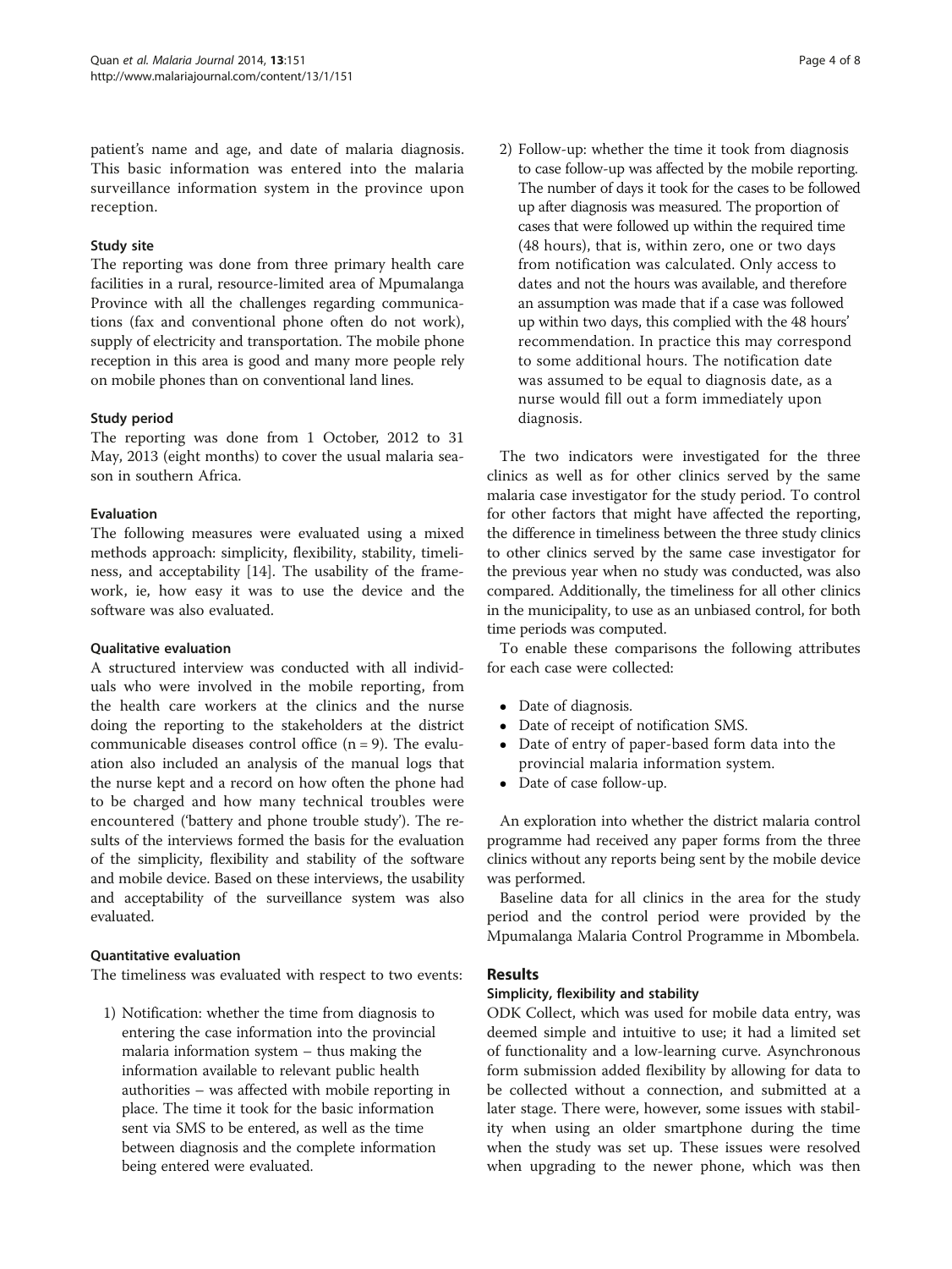patient's name and age, and date of malaria diagnosis. This basic information was entered into the malaria surveillance information system in the province upon reception.

#### Study site

The reporting was done from three primary health care facilities in a rural, resource-limited area of Mpumalanga Province with all the challenges regarding communications (fax and conventional phone often do not work), supply of electricity and transportation. The mobile phone reception in this area is good and many more people rely on mobile phones than on conventional land lines.

#### Study period

The reporting was done from 1 October, 2012 to 31 May, 2013 (eight months) to cover the usual malaria season in southern Africa.

#### Evaluation

The following measures were evaluated using a mixed methods approach: simplicity, flexibility, stability, timeliness, and acceptability [14]. The usability of the framework, ie, how easy it was to use the device and the software was also evaluated.

#### Qualitative evaluation

A structured interview was conducted with all individuals who were involved in the mobile reporting, from the health care workers at the clinics and the nurse doing the reporting to the stakeholders at the district communicable diseases control office (n = 9). The evaluation also included an analysis of the manual logs that the nurse kept and a record on how often the phone had to be charged and how many technical troubles were encountered ('battery and phone trouble study'). The results of the interviews formed the basis for the evaluation of the simplicity, flexibility and stability of the software and mobile device. Based on these interviews, the usability and acceptability of the surveillance system was also evaluated.

#### Quantitative evaluation

The timeliness was evaluated with respect to two events:

1) Notification: whether the time from diagnosis to entering the case information into the provincial malaria information system – thus making the information available to relevant public health authorities – was affected with mobile reporting in place. The time it took for the basic information sent via SMS to be entered, as well as the time between diagnosis and the complete information being entered were evaluated.
2) Follow-up: whether the time it took from diagnosis to case follow-up was affected by the mobile reporting. The number of days it took for the cases to be followed up after diagnosis was measured. The proportion of cases that were followed up within the required time (48 hours), that is, within zero, one or two days from notification was calculated. Only access to dates and not the hours was available, and therefore an assumption was made that if a case was followed up within two days, this complied with the 48 hours' recommendation. In practice this may correspond to some additional hours. The notification date was assumed to be equal to diagnosis date, as a nurse would fill out a form immediately upon diagnosis.

The two indicators were investigated for the three clinics as well as for other clinics served by the same malaria case investigator for the study period. To control for other factors that might have affected the reporting, the difference in timeliness between the three study clinics to other clinics served by the same case investigator for the previous year when no study was conducted, was also compared. Additionally, the timeliness for all other clinics in the municipality, to use as an unbiased control, for both time periods was computed.

To enable these comparisons the following attributes for each case were collected:

- Date of diagnosis.
- Date of receipt of notification SMS.
- Date of entry of paper-based form data into the provincial malaria information system.
- Date of case follow-up.

An exploration into whether the district malaria control programme had received any paper forms from the three clinics without any reports being sent by the mobile device was performed.

Baseline data for all clinics in the area for the study period and the control period were provided by the Mpumalanga Malaria Control Programme in Mbombela.

## Results

### Simplicity, flexibility and stability

ODK Collect, which was used for mobile data entry, was deemed simple and intuitive to use; it had a limited set of functionality and a low-learning curve. Asynchronous form submission added flexibility by allowing for data to be collected without a connection, and submitted at a later stage. There were, however, some issues with stability when using an older smartphone during the time when the study was set up. These issues were resolved when upgrading to the newer phone, which was then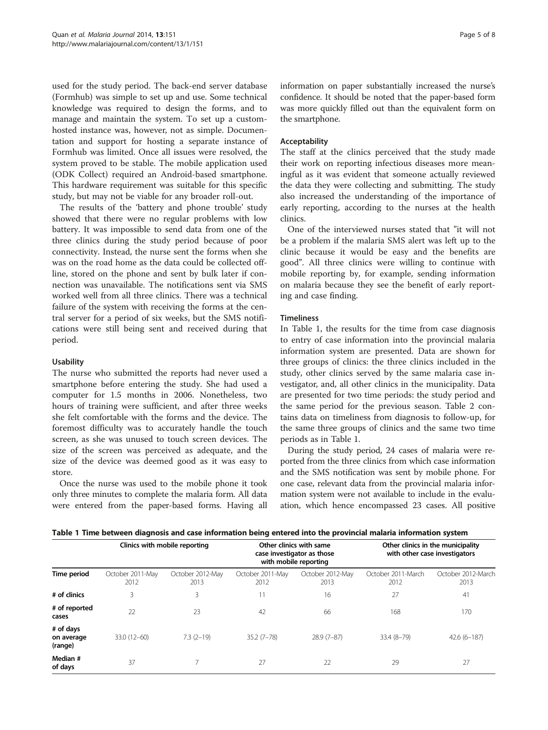used for the study period. The back-end server database (Formhub) was simple to set up and use. Some technical knowledge was required to design the forms, and to manage and maintain the system. To set up a custom-hosted instance was, however, not as simple. Documentation and support for hosting a separate instance of Formhub was limited. Once all issues were resolved, the system proved to be stable. The mobile application used (ODK Collect) required an Android-based smartphone. This hardware requirement was suitable for this specific study, but may not be viable for any broader roll-out.

The results of the 'battery and phone trouble' study showed that there were no regular problems with low battery. It was impossible to send data from one of the three clinics during the study period because of poor connectivity. Instead, the nurse sent the forms when she was on the road home as the data could be collected off-line, stored on the phone and sent by bulk later if connection was unavailable. The notifications sent via SMS worked well from all three clinics. There was a technical failure of the system with receiving the forms at the central server for a period of six weeks, but the SMS notifications were still being sent and received during that period.

### Usability

The nurse who submitted the reports had never used a smartphone before entering the study. She had used a computer for 1.5 months in 2006. Nonetheless, two hours of training were sufficient, and after three weeks she felt comfortable with the forms and the device. The foremost difficulty was to accurately handle the touch screen, as she was unused to touch screen devices. The size of the screen was perceived as adequate, and the size of the device was deemed good as it was easy to store.

Once the nurse was used to the mobile phone it took only three minutes to complete the malaria form. All data were entered from the paper-based forms. Having all information on paper substantially increased the nurse's confidence. It should be noted that the paper-based form was more quickly filled out than the equivalent form on the smartphone.

### Acceptability

The staff at the clinics perceived that the study made their work on reporting infectious diseases more meaningful as it was evident that someone actually reviewed the data they were collecting and submitting. The study also increased the understanding of the importance of early reporting, according to the nurses at the health clinics.

One of the interviewed nurses stated that "it will not be a problem if the malaria SMS alert was left up to the clinic because it would be easy and the benefits are good". All three clinics were willing to continue with mobile reporting by, for example, sending information on malaria because they see the benefit of early reporting and case finding.

### Timeliness

In Table 1, the results for the time from case diagnosis to entry of case information into the provincial malaria information system are presented. Data are shown for three groups of clinics: the three clinics included in the study, other clinics served by the same malaria case investigator, and, all other clinics in the municipality. Data are presented for two time periods: the study period and the same period for the previous season. Table 2 contains data on timeliness from diagnosis to follow-up, for the same three groups of clinics and the same two time periods as in Table 1.

During the study period, 24 cases of malaria were reported from the three clinics from which case information and the SMS notification was sent by mobile phone. For one case, relevant data from the provincial malaria information system were not available to include in the evaluation, which hence encompassed 23 cases. All positive

**Table 1 Time between diagnosis and case information being entered into the provincial malaria information system**

| | Clinics with mobile reporting | | Other clinics with same case investigator as those with mobile reporting | | Other clinics in the municipality with other case investigators | |
|---|---|---|---|---|---|---|
| **Time period** | October 2011-May 2012 | October 2012-May 2013 | October 2011-May 2012 | October 2012-May 2013 | October 2011-March 2012 | October 2012-March 2013 |
| **# of clinics** | 3 | 3 | 11 | 16 | 27 | 41 |
| **# of reported cases** | 22 | 23 | 42 | 66 | 168 | 170 |
| **# of days on average (range)** | 33.0 (12–60) | 7.3 (2–19) | 35.2 (7–78) | 28.9 (7–87) | 33.4 (8–79) | 42.6 (6–187) |
| **Median # of days** | 37 | 7 | 27 | 22 | 29 | 27 |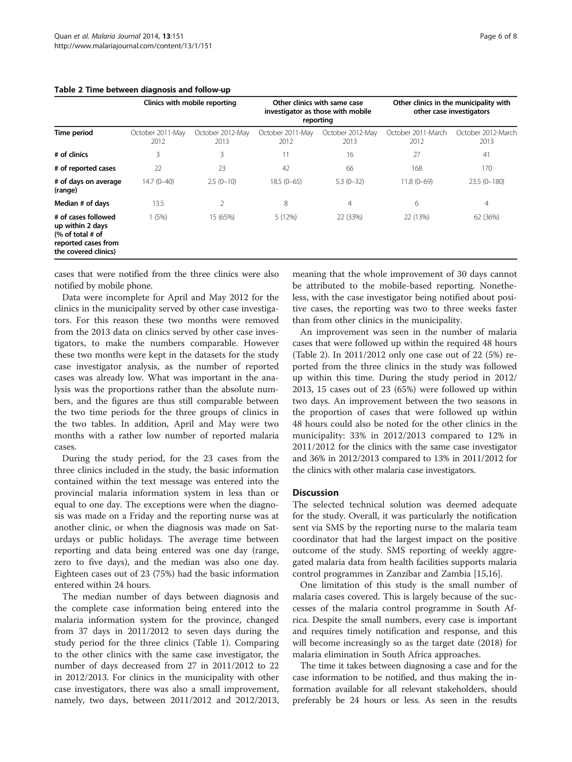**Table 2 Time between diagnosis and follow-up**

| | Clinics with mobile reporting | | Other clinics with same case investigator as those with mobile reporting | | Other clinics in the municipality with other case investigators | |
|---|---|---|---|---|---|---|
| **Time period** | October 2011-May 2012 | October 2012-May 2013 | October 2011-May 2012 | October 2012-May 2013 | October 2011-March 2012 | October 2012-March 2013 |
| **# of clinics** | 3 | 3 | 11 | 16 | 27 | 41 |
| **# of reported cases** | 22 | 23 | 42 | 66 | 168 | 170 |
| **# of days on average (range)** | 14.7 (0–40) | 2.5 (0–10) | 18.5 (0–65) | 5.3 (0–32) | 11.8 (0–69) | 23.5 (0–180) |
| **Median # of days** | 13.5 | 2 | 8 | 4 | 6 | 4 |
| **# of cases followed up within 2 days (% of total # of reported cases from the covered clinics)** | 1 (5%) | 15 (65%) | 5 (12%) | 22 (33%) | 22 (13%) | 62 (36%) |

cases that were notified from the three clinics were also notified by mobile phone.

Data were incomplete for April and May 2012 for the clinics in the municipality served by other case investigators. For this reason these two months were removed from the 2013 data on clinics served by other case investigators, to make the numbers comparable. However these two months were kept in the datasets for the study case investigator analysis, as the number of reported cases was already low. What was important in the analysis was the proportions rather than the absolute numbers, and the figures are thus still comparable between the two time periods for the three groups of clinics in the two tables. In addition, April and May were two months with a rather low number of reported malaria cases.

During the study period, for the 23 cases from the three clinics included in the study, the basic information contained within the text message was entered into the provincial malaria information system in less than or equal to one day. The exceptions were when the diagnosis was made on a Friday and the reporting nurse was at another clinic, or when the diagnosis was made on Saturdays or public holidays. The average time between reporting and data being entered was one day (range, zero to five days), and the median was also one day. Eighteen cases out of 23 (75%) had the basic information entered within 24 hours.

The median number of days between diagnosis and the complete case information being entered into the malaria information system for the province, changed from 37 days in 2011/2012 to seven days during the study period for the three clinics (Table 1). Comparing to the other clinics with the same case investigator, the number of days decreased from 27 in 2011/2012 to 22 in 2012/2013. For clinics in the municipality with other case investigators, there was also a small improvement, namely, two days, between 2011/2012 and 2012/2013, meaning that the whole improvement of 30 days cannot be attributed to the mobile-based reporting. Nonetheless, with the case investigator being notified about positive cases, the reporting was two to three weeks faster than from other clinics in the municipality.

An improvement was seen in the number of malaria cases that were followed up within the required 48 hours (Table 2). In 2011/2012 only one case out of 22 (5%) reported from the three clinics in the study was followed up within this time. During the study period in 2012/2013, 15 cases out of 23 (65%) were followed up within two days. An improvement between the two seasons in the proportion of cases that were followed up within 48 hours could also be noted for the other clinics in the municipality: 33% in 2012/2013 compared to 12% in 2011/2012 for the clinics with the same case investigator and 36% in 2012/2013 compared to 13% in 2011/2012 for the clinics with other malaria case investigators.

## Discussion

The selected technical solution was deemed adequate for the study. Overall, it was particularly the notification sent via SMS by the reporting nurse to the malaria team coordinator that had the largest impact on the positive outcome of the study. SMS reporting of weekly aggregated malaria data from health facilities supports malaria control programmes in Zanzibar and Zambia [15,16].

One limitation of this study is the small number of malaria cases covered. This is largely because of the successes of the malaria control programme in South Africa. Despite the small numbers, every case is important and requires timely notification and response, and this will become increasingly so as the target date (2018) for malaria elimination in South Africa approaches.

The time it takes between diagnosing a case and for the case information to be notified, and thus making the information available for all relevant stakeholders, should preferably be 24 hours or less. As seen in the results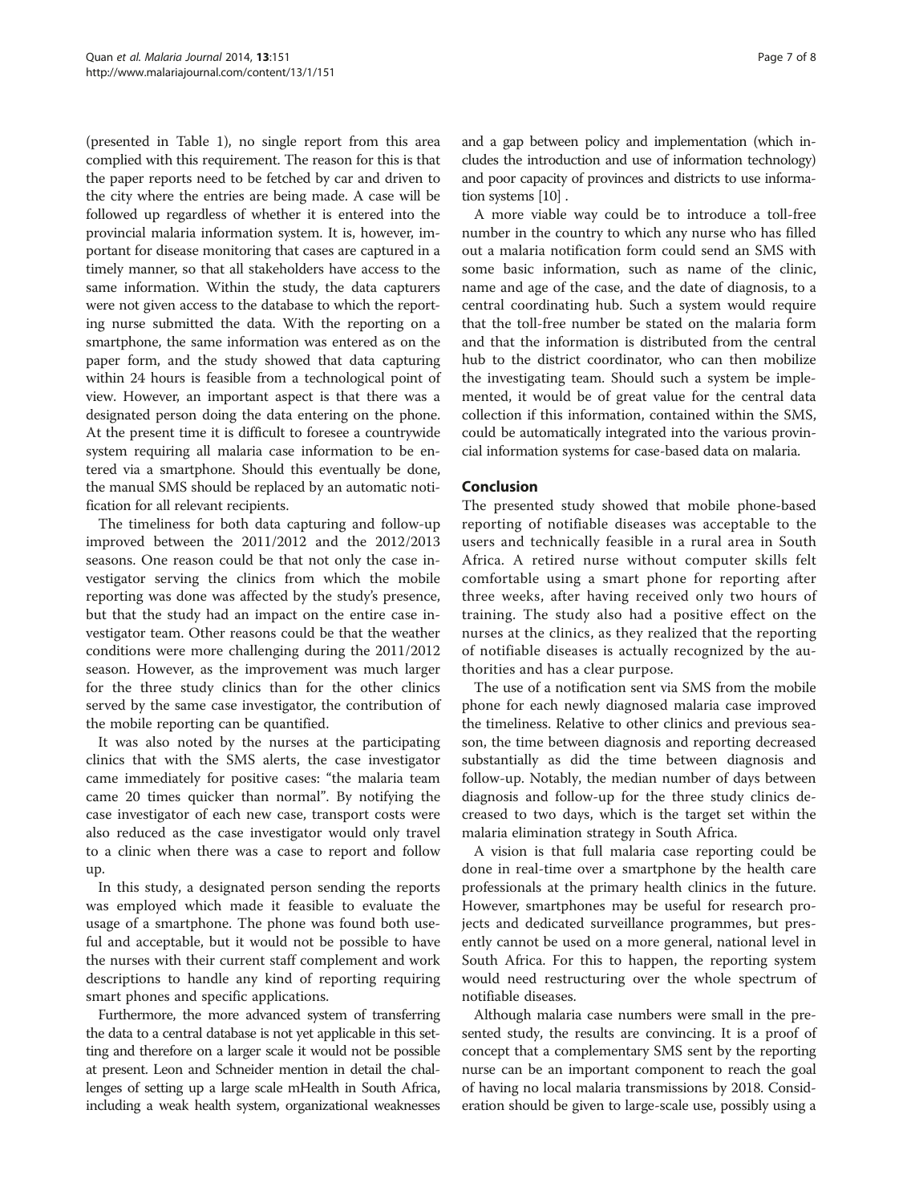(presented in Table 1), no single report from this area complied with this requirement. The reason for this is that the paper reports need to be fetched by car and driven to the city where the entries are being made. A case will be followed up regardless of whether it is entered into the provincial malaria information system. It is, however, important for disease monitoring that cases are captured in a timely manner, so that all stakeholders have access to the same information. Within the study, the data capturers were not given access to the database to which the reporting nurse submitted the data. With the reporting on a smartphone, the same information was entered as on the paper form, and the study showed that data capturing within 24 hours is feasible from a technological point of view. However, an important aspect is that there was a designated person doing the data entering on the phone. At the present time it is difficult to foresee a countrywide system requiring all malaria case information to be entered via a smartphone. Should this eventually be done, the manual SMS should be replaced by an automatic notification for all relevant recipients.

The timeliness for both data capturing and follow-up improved between the 2011/2012 and the 2012/2013 seasons. One reason could be that not only the case investigator serving the clinics from which the mobile reporting was done was affected by the study's presence, but that the study had an impact on the entire case investigator team. Other reasons could be that the weather conditions were more challenging during the 2011/2012 season. However, as the improvement was much larger for the three study clinics than for the other clinics served by the same case investigator, the contribution of the mobile reporting can be quantified.

It was also noted by the nurses at the participating clinics that with the SMS alerts, the case investigator came immediately for positive cases: "the malaria team came 20 times quicker than normal". By notifying the case investigator of each new case, transport costs were also reduced as the case investigator would only travel to a clinic when there was a case to report and follow up.

In this study, a designated person sending the reports was employed which made it feasible to evaluate the usage of a smartphone. The phone was found both useful and acceptable, but it would not be possible to have the nurses with their current staff complement and work descriptions to handle any kind of reporting requiring smart phones and specific applications.

Furthermore, the more advanced system of transferring the data to a central database is not yet applicable in this setting and therefore on a larger scale it would not be possible at present. Leon and Schneider mention in detail the challenges of setting up a large scale mHealth in South Africa, including a weak health system, organizational weaknesses and a gap between policy and implementation (which includes the introduction and use of information technology) and poor capacity of provinces and districts to use information systems [10] .

A more viable way could be to introduce a toll-free number in the country to which any nurse who has filled out a malaria notification form could send an SMS with some basic information, such as name of the clinic, name and age of the case, and the date of diagnosis, to a central coordinating hub. Such a system would require that the toll-free number be stated on the malaria form and that the information is distributed from the central hub to the district coordinator, who can then mobilize the investigating team. Should such a system be implemented, it would be of great value for the central data collection if this information, contained within the SMS, could be automatically integrated into the various provincial information systems for case-based data on malaria.

## Conclusion

The presented study showed that mobile phone-based reporting of notifiable diseases was acceptable to the users and technically feasible in a rural area in South Africa. A retired nurse without computer skills felt comfortable using a smart phone for reporting after three weeks, after having received only two hours of training. The study also had a positive effect on the nurses at the clinics, as they realized that the reporting of notifiable diseases is actually recognized by the authorities and has a clear purpose.

The use of a notification sent via SMS from the mobile phone for each newly diagnosed malaria case improved the timeliness. Relative to other clinics and previous season, the time between diagnosis and reporting decreased substantially as did the time between diagnosis and follow-up. Notably, the median number of days between diagnosis and follow-up for the three study clinics decreased to two days, which is the target set within the malaria elimination strategy in South Africa.

A vision is that full malaria case reporting could be done in real-time over a smartphone by the health care professionals at the primary health clinics in the future. However, smartphones may be useful for research projects and dedicated surveillance programmes, but presently cannot be used on a more general, national level in South Africa. For this to happen, the reporting system would need restructuring over the whole spectrum of notifiable diseases.

Although malaria case numbers were small in the presented study, the results are convincing. It is a proof of concept that a complementary SMS sent by the reporting nurse can be an important component to reach the goal of having no local malaria transmissions by 2018. Consideration should be given to large-scale use, possibly using a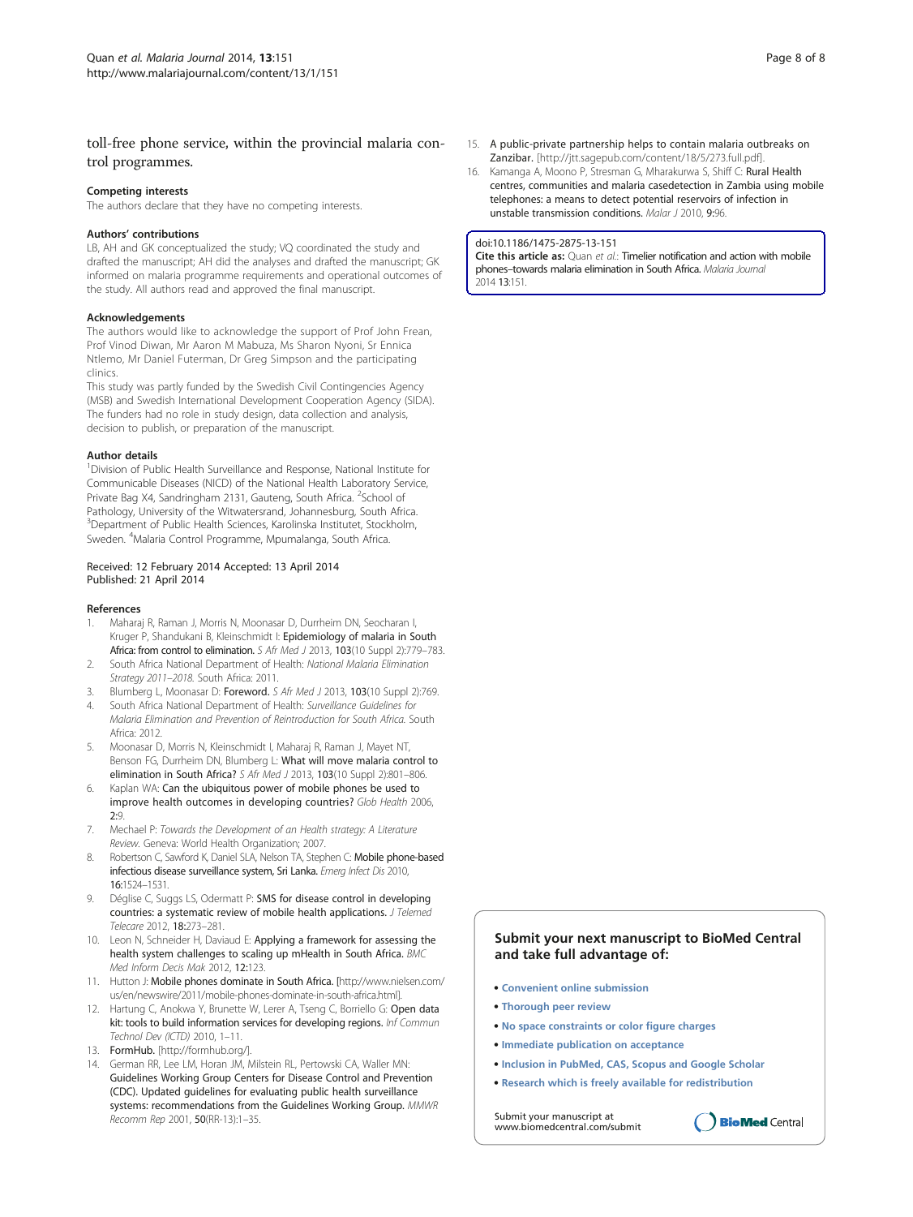toll-free phone service, within the provincial malaria control programmes.

#### Competing interests

The authors declare that they have no competing interests.

#### Authors' contributions

LB, AH and GK conceptualized the study; VQ coordinated the study and drafted the manuscript; AH did the analyses and drafted the manuscript; GK informed on malaria programme requirements and operational outcomes of the study. All authors read and approved the final manuscript.

#### Acknowledgements

The authors would like to acknowledge the support of Prof John Frean, Prof Vinod Diwan, Mr Aaron M Mabuza, Ms Sharon Nyoni, Sr Ennica Ntlemo, Mr Daniel Futerman, Dr Greg Simpson and the participating clinics.

This study was partly funded by the Swedish Civil Contingencies Agency (MSB) and Swedish International Development Cooperation Agency (SIDA). The funders had no role in study design, data collection and analysis, decision to publish, or preparation of the manuscript.

#### Author details

[1]Division of Public Health Surveillance and Response, National Institute for Communicable Diseases (NICD) of the National Health Laboratory Service, Private Bag X4, Sandringham 2131, Gauteng, South Africa. [2]School of Pathology, University of the Witwatersrand, Johannesburg, South Africa. [3]Department of Public Health Sciences, Karolinska Institutet, Stockholm, Sweden. [4]Malaria Control Programme, Mpumalanga, South Africa.

Received: 12 February 2014 Accepted: 13 April 2014
Published: 21 April 2014

#### References

1. Maharaj R, Raman J, Morris N, Moonasar D, Durrheim DN, Seocharan I, Kruger P, Shandukani B, Kleinschmidt I: **Epidemiology of malaria in South Africa: from control to elimination.** *S Afr Med J* 2013, **103**(10 Suppl 2):779–783.
2. South Africa National Department of Health: *National Malaria Elimination Strategy 2011–2018.* South Africa: 2011.
3. Blumberg L, Moonasar D: **Foreword.** *S Afr Med J* 2013, **103**(10 Suppl 2):769.
4. South Africa National Department of Health: *Surveillance Guidelines for Malaria Elimination and Prevention of Reintroduction for South Africa.* South Africa: 2012.
5. Moonasar D, Morris N, Kleinschmidt I, Maharaj R, Raman J, Mayet NT, Benson FG, Durrheim DN, Blumberg L: **What will move malaria control to elimination in South Africa?** *S Afr Med J* 2013, **103**(10 Suppl 2):801–806.
6. Kaplan WA: **Can the ubiquitous power of mobile phones be used to improve health outcomes in developing countries?** *Glob Health* 2006, **2:**9.
7. Mechael P: *Towards the Development of an Health strategy: A Literature Review.* Geneva: World Health Organization; 2007.
8. Robertson C, Sawford K, Daniel SLA, Nelson TA, Stephen C: **Mobile phone-based infectious disease surveillance system, Sri Lanka.** *Emerg Infect Dis* 2010, **16:**1524–1531.
9. Déglise C, Suggs LS, Odermatt P: **SMS for disease control in developing countries: a systematic review of mobile health applications.** *J Telemed Telecare* 2012, **18:**273–281.
10. Leon N, Schneider H, Daviaud E: **Applying a framework for assessing the health system challenges to scaling up mHealth in South Africa.** *BMC Med Inform Decis Mak* 2012, **12:**123.
11. Hutton J: **Mobile phones dominate in South Africa.** [http://www.nielsen.com/us/en/newswire/2011/mobile-phones-dominate-in-south-africa.html].
12. Hartung C, Anokwa Y, Brunette W, Lerer A, Tseng C, Borriello G: **Open data kit: tools to build information services for developing regions.** *Inf Commun Technol Dev (ICTD)* 2010, 1–11.
13. **FormHub.** [http://formhub.org/].
14. German RR, Lee LM, Horan JM, Milstein RL, Pertowski CA, Waller MN: **Guidelines Working Group Centers for Disease Control and Prevention (CDC). Updated guidelines for evaluating public health surveillance systems: recommendations from the Guidelines Working Group.** *MMWR Recomm Rep* 2001, **50**(RR-13):1–35.
15. **A public-private partnership helps to contain malaria outbreaks on Zanzibar.** [http://jtt.sagepub.com/content/18/5/273.full.pdf].
16. Kamanga A, Moono P, Stresman G, Mharakurwa S, Shiff C: **Rural Health centres, communities and malaria casedetection in Zambia using mobile telephones: a means to detect potential reservoirs of infection in unstable transmission conditions.** *Malar J* 2010, **9:**96.

doi:10.1186/1475-2875-13-151
**Cite this article as:** Quan *et al.*: Timelier notification and action with mobile phones–towards malaria elimination in South Africa. *Malaria Journal* 2014 **13**:151.

**Submit your next manuscript to BioMed Central and take full advantage of:**

- **Convenient online submission**
- **Thorough peer review**
- **No space constraints or color figure charges**
- **Immediate publication on acceptance**
- **Inclusion in PubMed, CAS, Scopus and Google Scholar**
- **Research which is freely available for redistribution**

Submit your manuscript at
www.biomedcentral.com/submit

BioMed Central